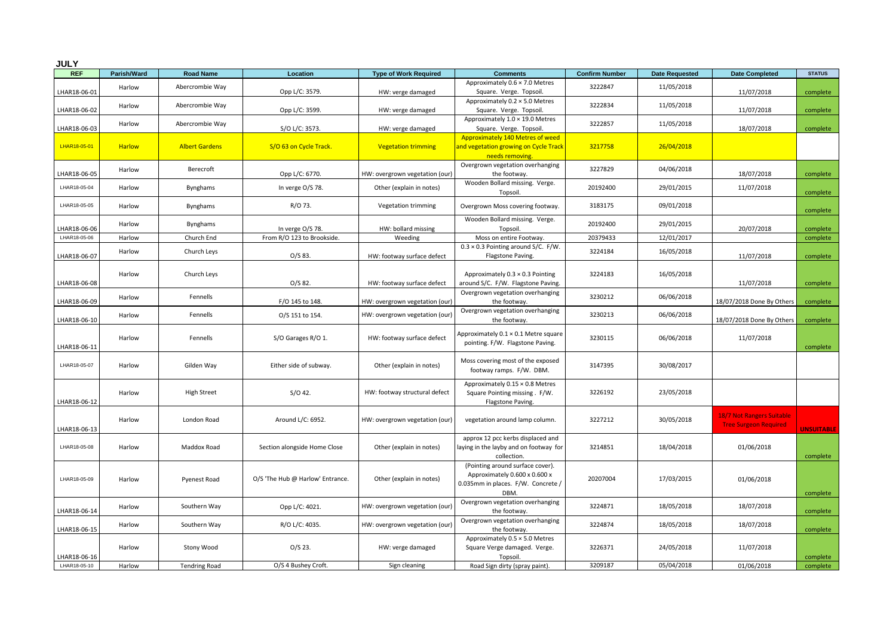**JULY**

| REF | Parish/Ward | Road Name | Location | Type of Work Required | Comments | Confirm Number | Date Requested | Date Completed | STATUS |
|---|---|---|---|---|---|---|---|---|---|
| LHAR18-06-01 | Harlow | Abercrombie Way | Opp L/C: 3579. | HW: verge damaged | Approximately 0.6 × 7.0 Metres Square. Verge. Topsoil. | 3222847 | 11/05/2018 | 11/07/2018 | complete |
| LHAR18-06-02 | Harlow | Abercrombie Way | Opp L/C: 3599. | HW: verge damaged | Approximately 0.2 × 5.0 Metres Square. Verge. Topsoil. | 3222834 | 11/05/2018 | 11/07/2018 | complete |
| LHAR18-06-03 | Harlow | Abercrombie Way | S/O L/C: 3573. | HW: verge damaged | Approximately 1.0 × 19.0 Metres Square. Verge. Topsoil. | 3222857 | 11/05/2018 | 18/07/2018 | complete |
| LHAR18-05-01 | Harlow | Albert Gardens | S/O 63 on Cycle Track. | Vegetation trimming | Approximately 140 Metres of weed and vegetation growing on Cycle Track needs removing. | 3217758 | 26/04/2018 | | |
| LHAR18-06-05 | Harlow | Berecroft | Opp L/C: 6770. | HW: overgrown vegetation (our) | Overgrown vegetation overhanging the footway. | 3227829 | 04/06/2018 | 18/07/2018 | complete |
| LHAR18-05-04 | Harlow | Bynghams | In verge O/S 78. | Other (explain in notes) | Wooden Bollard missing. Verge. Topsoil. | 20192400 | 29/01/2015 | 11/07/2018 | complete |
| LHAR18-05-05 | Harlow | Bynghams | R/O 73. | Vegetation trimming | Overgrown Moss covering footway. | 3183175 | 09/01/2018 | | complete |
| LHAR18-06-06 | Harlow | Bynghams | In verge O/S 78. | HW: bollard missing | Wooden Bollard missing. Verge. Topsoil. | 20192400 | 29/01/2015 | 20/07/2018 | complete |
| LHAR18-05-06 | Harlow | Church End | From R/O 123 to Brookside. | Weeding | Moss on entire Footway. | 20379433 | 12/01/2017 | | complete |
| LHAR18-06-07 | Harlow | Church Leys | O/S 83. | HW: footway surface defect | 0.3 × 0.3 Pointing around S/C. F/W. Flagstone Paving. | 3224184 | 16/05/2018 | 11/07/2018 | complete |
| LHAR18-06-08 | Harlow | Church Leys | O/S 82. | HW: footway surface defect | Approximately 0.3 × 0.3 Pointing around S/C. F/W. Flagstone Paving. | 3224183 | 16/05/2018 | 11/07/2018 | complete |
| LHAR18-06-09 | Harlow | Fennells | F/O 145 to 148. | HW: overgrown vegetation (our) | Overgrown vegetation overhanging the footway. | 3230212 | 06/06/2018 | 18/07/2018 Done By Others | complete |
| LHAR18-06-10 | Harlow | Fennells | O/S 151 to 154. | HW: overgrown vegetation (our) | Overgrown vegetation overhanging the footway. | 3230213 | 06/06/2018 | 18/07/2018 Done By Others | complete |
| LHAR18-06-11 | Harlow | Fennells | S/O Garages R/O 1. | HW: footway surface defect | Approximately 0.1 × 0.1 Metre square pointing. F/W. Flagstone Paving. | 3230115 | 06/06/2018 | 11/07/2018 | complete |
| LHAR18-05-07 | Harlow | Gilden Way | Either side of subway. | Other (explain in notes) | Moss covering most of the exposed footway ramps. F/W. DBM. | 3147395 | 30/08/2017 | | |
| LHAR18-06-12 | Harlow | High Street | S/O 42. | HW: footway structural defect | Approximately 0.15 × 0.8 Metres Square Pointing missing . F/W. Flagstone Paving. | 3226192 | 23/05/2018 | | |
| LHAR18-06-13 | Harlow | London Road | Around L/C: 6952. | HW: overgrown vegetation (our) | vegetation around lamp column. | 3227212 | 30/05/2018 | 18/7 Not Rangers Suitable Tree Surgeon Required | UNSUITABLE |
| LHAR18-05-08 | Harlow | Maddox Road | Section alongside Home Close | Other (explain in notes) | approx 12 pcc kerbs displaced and laying in the layby and on footway for collection. | 3214851 | 18/04/2018 | 01/06/2018 | complete |
| LHAR18-05-09 | Harlow | Pyenest Road | O/S 'The Hub @ Harlow' Entrance. | Other (explain in notes) | (Pointing around surface cover). Approximately 0.600 x 0.600 x 0.035mm in places. F/W. Concrete / DBM. | 20207004 | 17/03/2015 | 01/06/2018 | complete |
| LHAR18-06-14 | Harlow | Southern Way | Opp L/C: 4021. | HW: overgrown vegetation (our) | Overgrown vegetation overhanging the footway. | 3224871 | 18/05/2018 | 18/07/2018 | complete |
| LHAR18-06-15 | Harlow | Southern Way | R/O L/C: 4035. | HW: overgrown vegetation (our) | Overgrown vegetation overhanging the footway. | 3224874 | 18/05/2018 | 18/07/2018 | complete |
| LHAR18-06-16 | Harlow | Stony Wood | O/S 23. | HW: verge damaged | Approximately 0.5 × 5.0 Metres Square Verge damaged. Verge. Topsoil. | 3226371 | 24/05/2018 | 11/07/2018 | complete |
| LHAR18-05-10 | Harlow | Tendring Road | O/S 4 Bushey Croft. | Sign cleaning | Road Sign dirty (spray paint). | 3209187 | 05/04/2018 | 01/06/2018 | complete |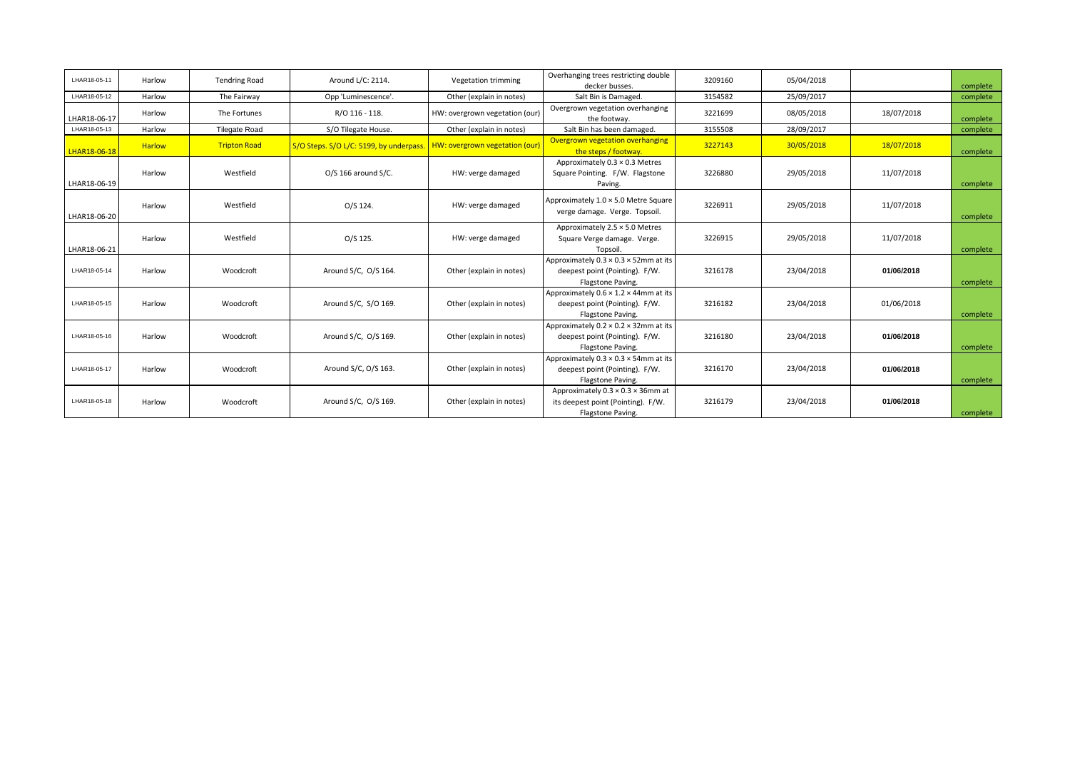| | | | | | | | | | |
|---|---|---|---|---|---|---|---|---|---|
| LHAR18-05-11 | Harlow | Tendring Road | Around L/C: 2114. | Vegetation trimming | Overhanging trees restricting double decker busses. | 3209160 | 05/04/2018 | | complete |
| LHAR18-05-12 | Harlow | The Fairway | Opp 'Luminescence'. | Other (explain in notes) | Salt Bin is Damaged. | 3154582 | 25/09/2017 | | complete |
| LHAR18-06-17 | Harlow | The Fortunes | R/O 116 - 118. | HW: overgrown vegetation (our) | Overgrown vegetation overhanging the footway. | 3221699 | 08/05/2018 | 18/07/2018 | complete |
| LHAR18-05-13 | Harlow | Tilegate Road | S/O Tilegate House. | Other (explain in notes) | Salt Bin has been damaged. | 3155508 | 28/09/2017 | | complete |
| LHAR18-06-18 | Harlow | Tripton Road | S/O Steps. S/O L/C: 5199, by underpass. | HW: overgrown vegetation (our) | Overgrown vegetation overhanging the steps / footway. | 3227143 | 30/05/2018 | 18/07/2018 | complete |
| LHAR18-06-19 | Harlow | Westfield | O/S 166 around S/C. | HW: verge damaged | Approximately 0.3 × 0.3 Metres Square Pointing. F/W. Flagstone Paving. | 3226880 | 29/05/2018 | 11/07/2018 | complete |
| LHAR18-06-20 | Harlow | Westfield | O/S 124. | HW: verge damaged | Approximately 1.0 × 5.0 Metre Square verge damage. Verge. Topsoil. | 3226911 | 29/05/2018 | 11/07/2018 | complete |
| LHAR18-06-21 | Harlow | Westfield | O/S 125. | HW: verge damaged | Approximately 2.5 × 5.0 Metres Square Verge damage. Verge. Topsoil. | 3226915 | 29/05/2018 | 11/07/2018 | complete |
| LHAR18-05-14 | Harlow | Woodcroft | Around S/C, O/S 164. | Other (explain in notes) | Approximately 0.3 × 0.3 × 52mm at its deepest point (Pointing). F/W. Flagstone Paving. | 3216178 | 23/04/2018 | **01/06/2018** | complete |
| LHAR18-05-15 | Harlow | Woodcroft | Around S/C, S/O 169. | Other (explain in notes) | Approximately 0.6 × 1.2 × 44mm at its deepest point (Pointing). F/W. Flagstone Paving. | 3216182 | 23/04/2018 | 01/06/2018 | complete |
| LHAR18-05-16 | Harlow | Woodcroft | Around S/C, O/S 169. | Other (explain in notes) | Approximately 0.2 × 0.2 × 32mm at its deepest point (Pointing). F/W. Flagstone Paving. | 3216180 | 23/04/2018 | **01/06/2018** | complete |
| LHAR18-05-17 | Harlow | Woodcroft | Around S/C, O/S 163. | Other (explain in notes) | Approximately 0.3 × 0.3 × 54mm at its deepest point (Pointing). F/W. Flagstone Paving. | 3216170 | 23/04/2018 | **01/06/2018** | complete |
| LHAR18-05-18 | Harlow | Woodcroft | Around S/C, O/S 169. | Other (explain in notes) | Approximately 0.3 × 0.3 × 36mm at its deepest point (Pointing). F/W. Flagstone Paving. | 3216179 | 23/04/2018 | **01/06/2018** | complete |